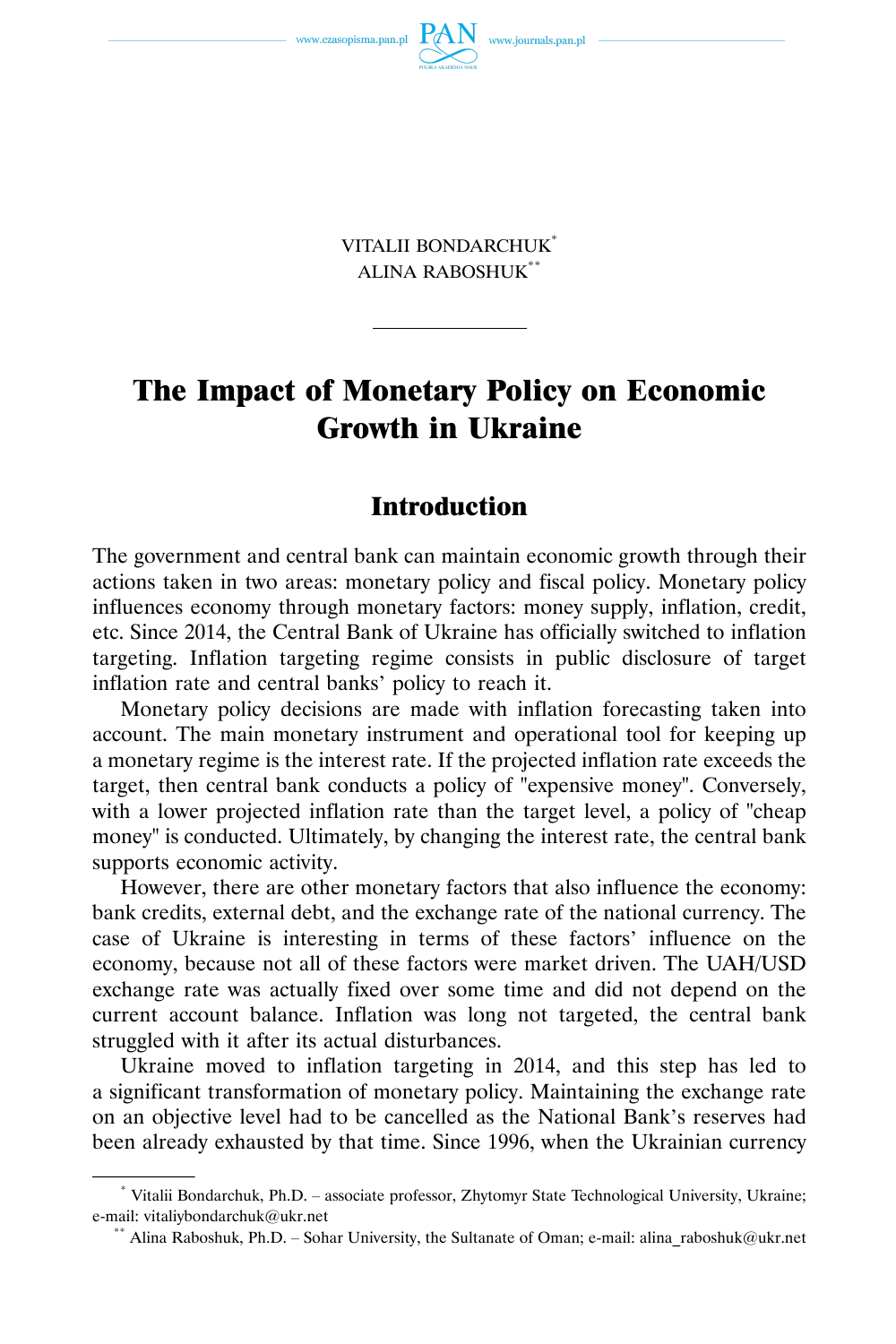VITALII BONDARCHUK[*]
ALINA RABOSHUK[**]

# The Impact of Monetary Policy on Economic Growth in Ukraine

## Introduction

The government and central bank can maintain economic growth through their actions taken in two areas: monetary policy and fiscal policy. Monetary policy influences economy through monetary factors: money supply, inflation, credit, etc. Since 2014, the Central Bank of Ukraine has officially switched to inflation targeting. Inflation targeting regime consists in public disclosure of target inflation rate and central banks' policy to reach it.

Monetary policy decisions are made with inflation forecasting taken into account. The main monetary instrument and operational tool for keeping up a monetary regime is the interest rate. If the projected inflation rate exceeds the target, then central bank conducts a policy of "expensive money". Conversely, with a lower projected inflation rate than the target level, a policy of "cheap money" is conducted. Ultimately, by changing the interest rate, the central bank supports economic activity.

However, there are other monetary factors that also influence the economy: bank credits, external debt, and the exchange rate of the national currency. The case of Ukraine is interesting in terms of these factors' influence on the economy, because not all of these factors were market driven. The UAH/USD exchange rate was actually fixed over some time and did not depend on the current account balance. Inflation was long not targeted, the central bank struggled with it after its actual disturbances.

Ukraine moved to inflation targeting in 2014, and this step has led to a significant transformation of monetary policy. Maintaining the exchange rate on an objective level had to be cancelled as the National Bank's reserves had been already exhausted by that time. Since 1996, when the Ukrainian currency

---

[*] Vitalii Bondarchuk, Ph.D. – associate professor, Zhytomyr State Technological University, Ukraine; e-mail: vitaliybondarchuk@ukr.net

[**] Alina Raboshuk, Ph.D. – Sohar University, the Sultanate of Oman; e-mail: alina_raboshuk@ukr.net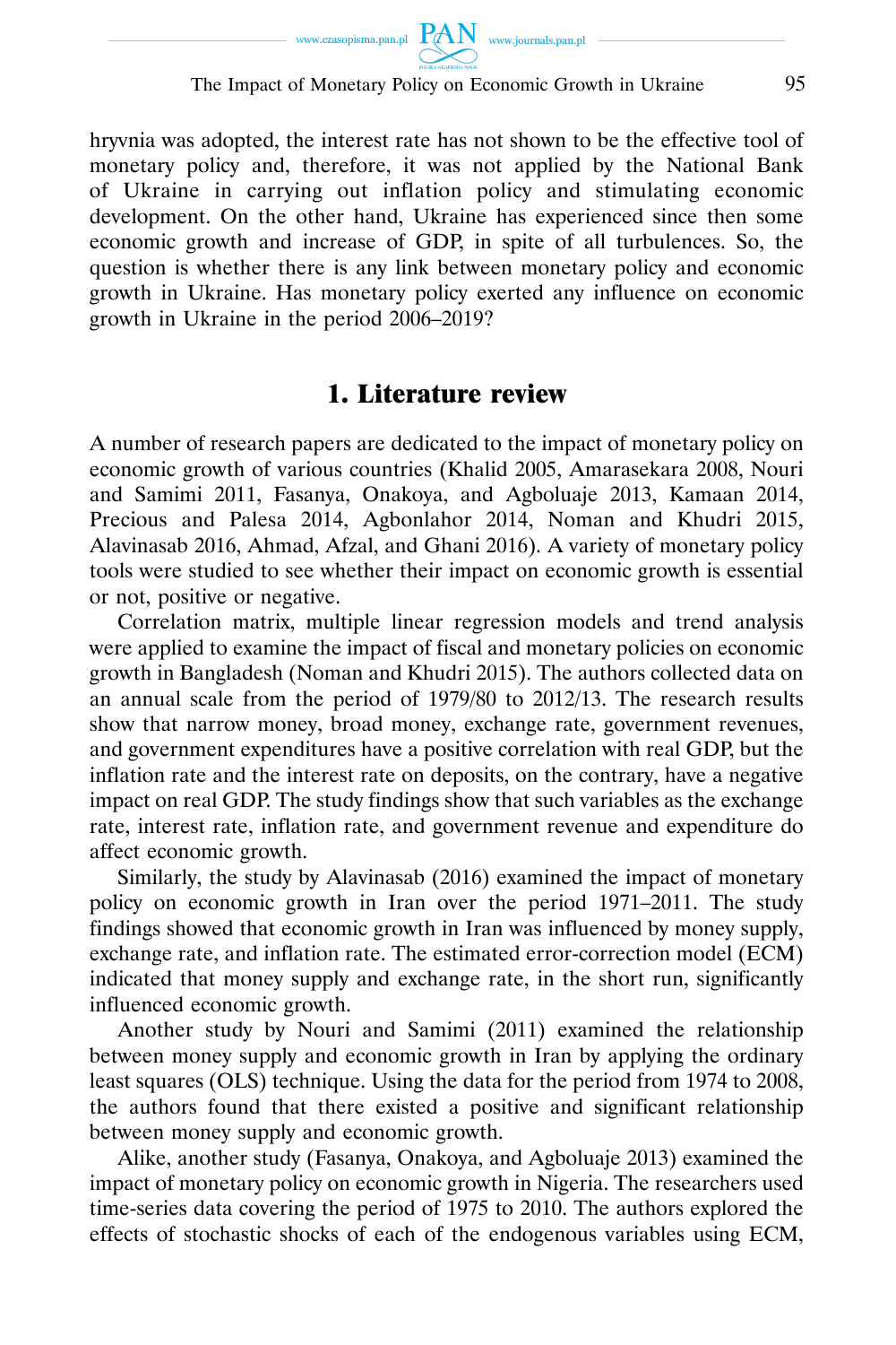hryvnia was adopted, the interest rate has not shown to be the effective tool of monetary policy and, therefore, it was not applied by the National Bank of Ukraine in carrying out inflation policy and stimulating economic development. On the other hand, Ukraine has experienced since then some economic growth and increase of GDP, in spite of all turbulences. So, the question is whether there is any link between monetary policy and economic growth in Ukraine. Has monetary policy exerted any influence on economic growth in Ukraine in the period 2006–2019?

## 1. Literature review

A number of research papers are dedicated to the impact of monetary policy on economic growth of various countries (Khalid 2005, Amarasekara 2008, Nouri and Samimi 2011, Fasanya, Onakoya, and Agboluaje 2013, Kamaan 2014, Precious and Palesa 2014, Agbonlahor 2014, Noman and Khudri 2015, Alavinasab 2016, Ahmad, Afzal, and Ghani 2016). A variety of monetary policy tools were studied to see whether their impact on economic growth is essential or not, positive or negative.

Correlation matrix, multiple linear regression models and trend analysis were applied to examine the impact of fiscal and monetary policies on economic growth in Bangladesh (Noman and Khudri 2015). The authors collected data on an annual scale from the period of 1979/80 to 2012/13. The research results show that narrow money, broad money, exchange rate, government revenues, and government expenditures have a positive correlation with real GDP, but the inflation rate and the interest rate on deposits, on the contrary, have a negative impact on real GDP. The study findings show that such variables as the exchange rate, interest rate, inflation rate, and government revenue and expenditure do affect economic growth.

Similarly, the study by Alavinasab (2016) examined the impact of monetary policy on economic growth in Iran over the period 1971–2011. The study findings showed that economic growth in Iran was influenced by money supply, exchange rate, and inflation rate. The estimated error-correction model (ECM) indicated that money supply and exchange rate, in the short run, significantly influenced economic growth.

Another study by Nouri and Samimi (2011) examined the relationship between money supply and economic growth in Iran by applying the ordinary least squares (OLS) technique. Using the data for the period from 1974 to 2008, the authors found that there existed a positive and significant relationship between money supply and economic growth.

Alike, another study (Fasanya, Onakoya, and Agboluaje 2013) examined the impact of monetary policy on economic growth in Nigeria. The researchers used time-series data covering the period of 1975 to 2010. The authors explored the effects of stochastic shocks of each of the endogenous variables using ECM,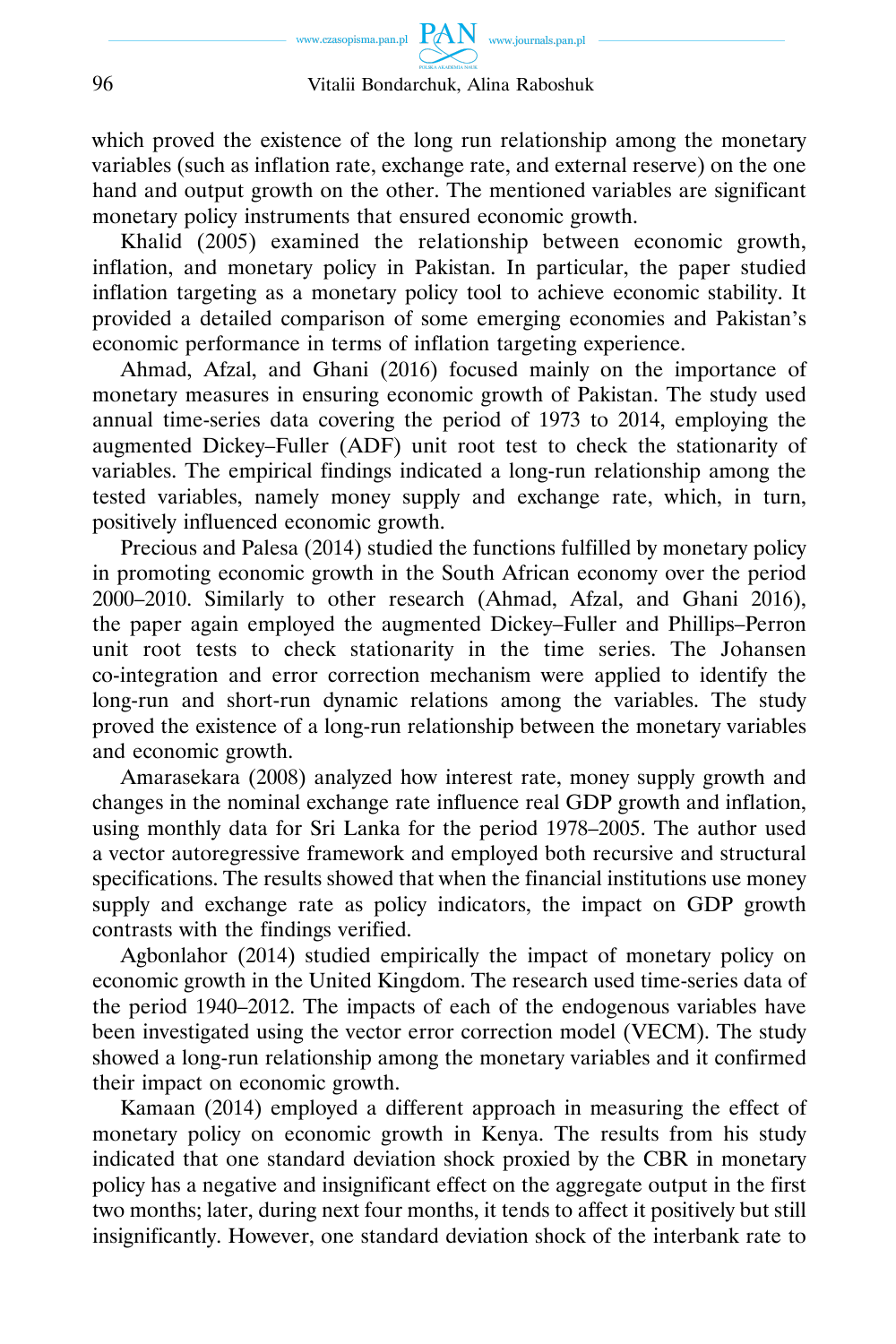which proved the existence of the long run relationship among the monetary variables (such as inflation rate, exchange rate, and external reserve) on the one hand and output growth on the other. The mentioned variables are significant monetary policy instruments that ensured economic growth.

Khalid (2005) examined the relationship between economic growth, inflation, and monetary policy in Pakistan. In particular, the paper studied inflation targeting as a monetary policy tool to achieve economic stability. It provided a detailed comparison of some emerging economies and Pakistan's economic performance in terms of inflation targeting experience.

Ahmad, Afzal, and Ghani (2016) focused mainly on the importance of monetary measures in ensuring economic growth of Pakistan. The study used annual time-series data covering the period of 1973 to 2014, employing the augmented Dickey–Fuller (ADF) unit root test to check the stationarity of variables. The empirical findings indicated a long-run relationship among the tested variables, namely money supply and exchange rate, which, in turn, positively influenced economic growth.

Precious and Palesa (2014) studied the functions fulfilled by monetary policy in promoting economic growth in the South African economy over the period 2000–2010. Similarly to other research (Ahmad, Afzal, and Ghani 2016), the paper again employed the augmented Dickey–Fuller and Phillips–Perron unit root tests to check stationarity in the time series. The Johansen co-integration and error correction mechanism were applied to identify the long-run and short-run dynamic relations among the variables. The study proved the existence of a long-run relationship between the monetary variables and economic growth.

Amarasekara (2008) analyzed how interest rate, money supply growth and changes in the nominal exchange rate influence real GDP growth and inflation, using monthly data for Sri Lanka for the period 1978–2005. The author used a vector autoregressive framework and employed both recursive and structural specifications. The results showed that when the financial institutions use money supply and exchange rate as policy indicators, the impact on GDP growth contrasts with the findings verified.

Agbonlahor (2014) studied empirically the impact of monetary policy on economic growth in the United Kingdom. The research used time-series data of the period 1940–2012. The impacts of each of the endogenous variables have been investigated using the vector error correction model (VECM). The study showed a long-run relationship among the monetary variables and it confirmed their impact on economic growth.

Kamaan (2014) employed a different approach in measuring the effect of monetary policy on economic growth in Kenya. The results from his study indicated that one standard deviation shock proxied by the CBR in monetary policy has a negative and insignificant effect on the aggregate output in the first two months; later, during next four months, it tends to affect it positively but still insignificantly. However, one standard deviation shock of the interbank rate to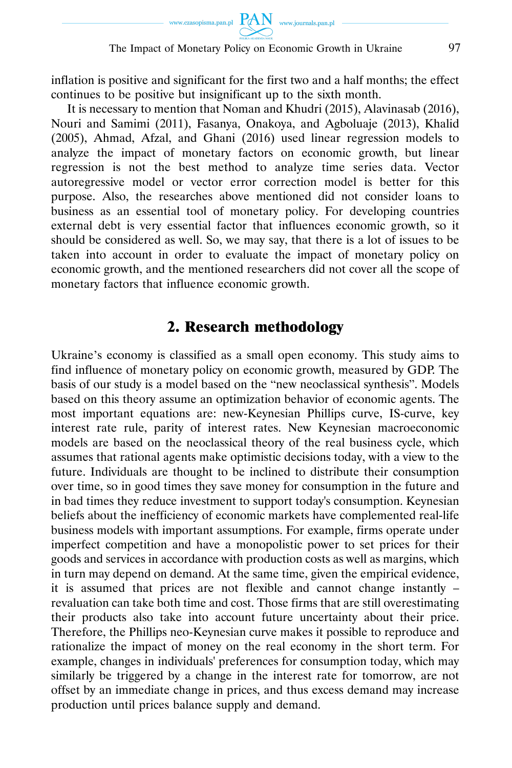inflation is positive and significant for the first two and a half months; the effect continues to be positive but insignificant up to the sixth month.

It is necessary to mention that Noman and Khudri (2015), Alavinasab (2016), Nouri and Samimi (2011), Fasanya, Onakoya, and Agboluaje (2013), Khalid (2005), Ahmad, Afzal, and Ghani (2016) used linear regression models to analyze the impact of monetary factors on economic growth, but linear regression is not the best method to analyze time series data. Vector autoregressive model or vector error correction model is better for this purpose. Also, the researches above mentioned did not consider loans to business as an essential tool of monetary policy. For developing countries external debt is very essential factor that influences economic growth, so it should be considered as well. So, we may say, that there is a lot of issues to be taken into account in order to evaluate the impact of monetary policy on economic growth, and the mentioned researchers did not cover all the scope of monetary factors that influence economic growth.

## 2. Research methodology

Ukraine's economy is classified as a small open economy. This study aims to find influence of monetary policy on economic growth, measured by GDP. The basis of our study is a model based on the "new neoclassical synthesis". Models based on this theory assume an optimization behavior of economic agents. The most important equations are: new-Keynesian Phillips curve, IS-curve, key interest rate rule, parity of interest rates. New Keynesian macroeconomic models are based on the neoclassical theory of the real business cycle, which assumes that rational agents make optimistic decisions today, with a view to the future. Individuals are thought to be inclined to distribute their consumption over time, so in good times they save money for consumption in the future and in bad times they reduce investment to support today's consumption. Keynesian beliefs about the inefficiency of economic markets have complemented real-life business models with important assumptions. For example, firms operate under imperfect competition and have a monopolistic power to set prices for their goods and services in accordance with production costs as well as margins, which in turn may depend on demand. At the same time, given the empirical evidence, it is assumed that prices are not flexible and cannot change instantly – revaluation can take both time and cost. Those firms that are still overestimating their products also take into account future uncertainty about their price. Therefore, the Phillips neo-Keynesian curve makes it possible to reproduce and rationalize the impact of money on the real economy in the short term. For example, changes in individuals' preferences for consumption today, which may similarly be triggered by a change in the interest rate for tomorrow, are not offset by an immediate change in prices, and thus excess demand may increase production until prices balance supply and demand.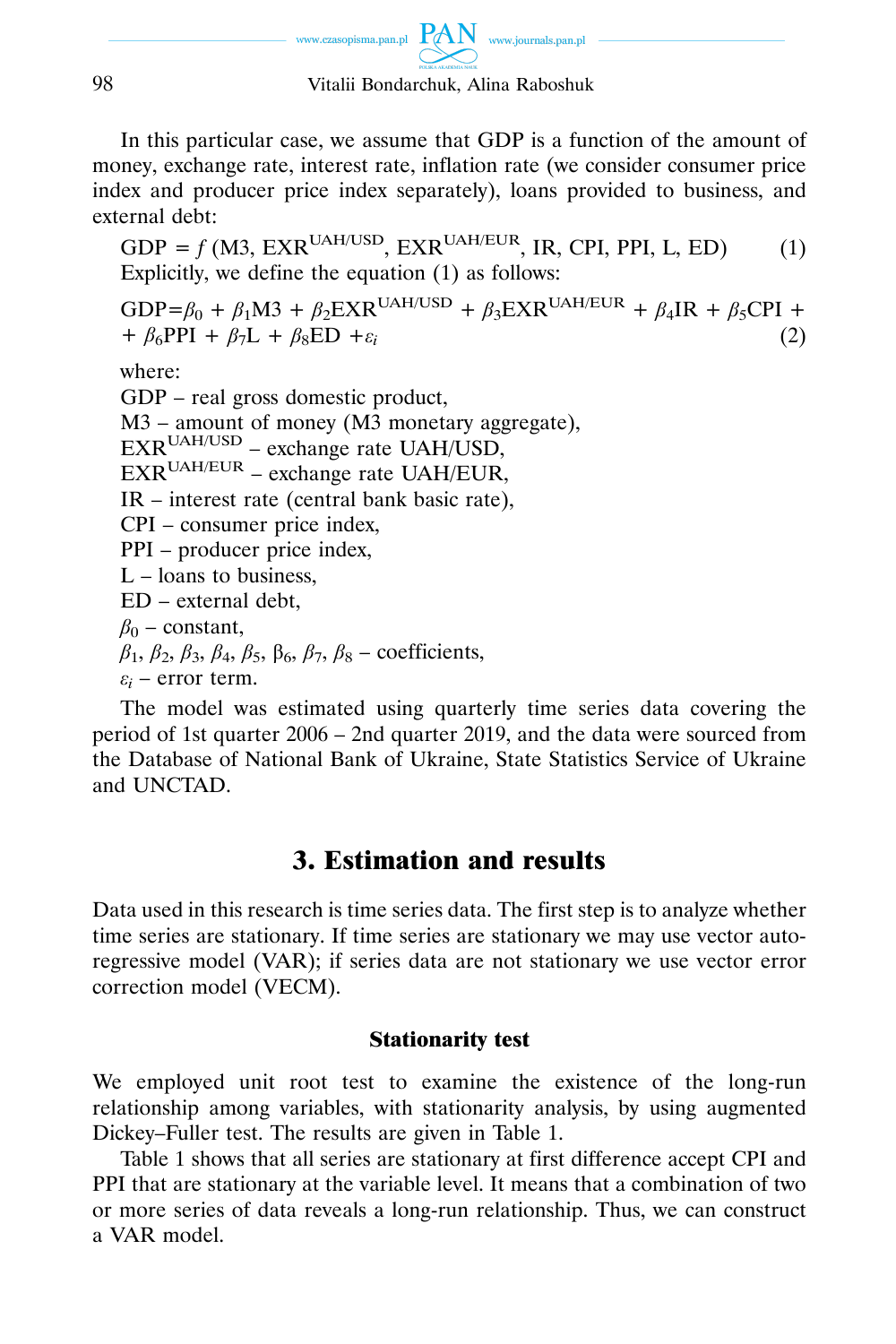In this particular case, we assume that GDP is a function of the amount of money, exchange rate, interest rate, inflation rate (we consider consumer price index and producer price index separately), loans provided to business, and external debt:

$$GDP = f\,(M3, EXR^{UAH/USD}, EXR^{UAH/EUR}, IR, CPI, PPI, L, ED) \quad (1)$$

Explicitly, we define the equation (1) as follows:

$$GDP = \beta_0 + \beta_1 M3 + \beta_2 EXR^{UAH/USD} + \beta_3 EXR^{UAH/EUR} + \beta_4 IR + \beta_5 CPI + \beta_6 PPI + \beta_7 L + \beta_8 ED + \varepsilon_i \quad (2)$$

where:

GDP – real gross domestic product,
M3 – amount of money (M3 monetary aggregate),
$EXR^{UAH/USD}$ – exchange rate UAH/USD,
$EXR^{UAH/EUR}$ – exchange rate UAH/EUR,
IR – interest rate (central bank basic rate),
CPI – consumer price index,
PPI – producer price index,
L – loans to business,
ED – external debt,
$\beta_0$ – constant,
$\beta_1$, $\beta_2$, $\beta_3$, $\beta_4$, $\beta_5$, $\beta_6$, $\beta_7$, $\beta_8$ – coefficients,
$\varepsilon_i$ – error term.

The model was estimated using quarterly time series data covering the period of 1st quarter 2006 – 2nd quarter 2019, and the data were sourced from the Database of National Bank of Ukraine, State Statistics Service of Ukraine and UNCTAD.

## 3. Estimation and results

Data used in this research is time series data. The first step is to analyze whether time series are stationary. If time series are stationary we may use vector autoregressive model (VAR); if series data are not stationary we use vector error correction model (VECM).

### Stationarity test

We employed unit root test to examine the existence of the long-run relationship among variables, with stationarity analysis, by using augmented Dickey–Fuller test. The results are given in Table 1.

Table 1 shows that all series are stationary at first difference accept CPI and PPI that are stationary at the variable level. It means that a combination of two or more series of data reveals a long-run relationship. Thus, we can construct a VAR model.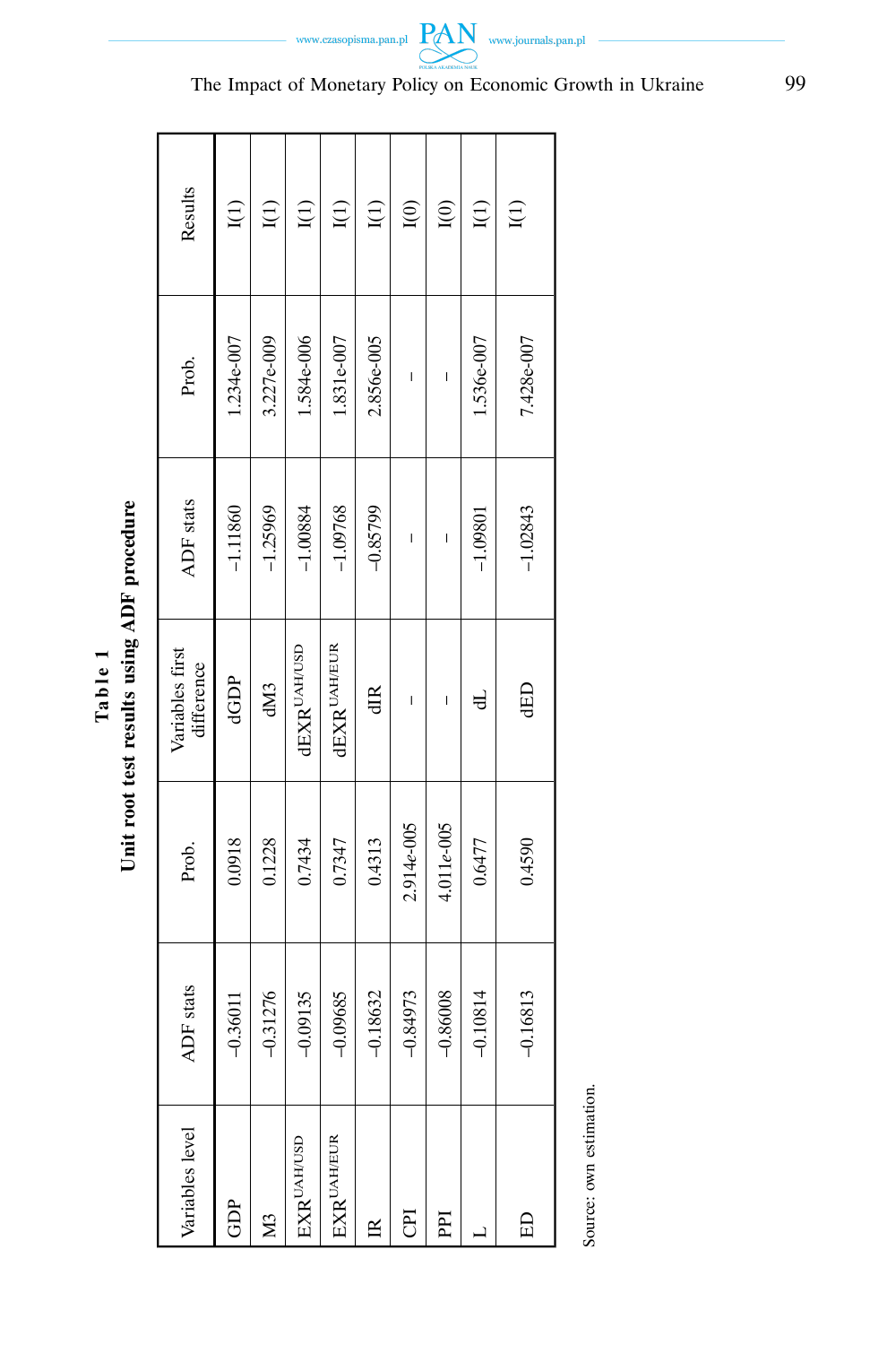**Table 1**

**Unit root test results using ADF procedure**

| Variables level | ADF stats | Prob. | Variables first difference | ADF stats | Prob. | Results |
|---|---|---|---|---|---|---|
| GDP | –0.36011 | 0.0918 | dGDP | –1.11860 | 1.234e-007 | I(1) |
| M3 | –0.31276 | 0.1228 | dM3 | –1.25969 | 3.227e-009 | I(1) |
| $EXR^{UAH/USD}$ | –0.09135 | 0.7434 | $dEXR^{UAH/USD}$ | –1.00884 | 1.584e-006 | I(1) |
| $EXR^{UAH/EUR}$ | –0.09685 | 0.7347 | $dEXR^{UAH/EUR}$ | –1.09768 | 1.831e-007 | I(1) |
| IR | –0.18632 | 0.4313 | dIR | –0.85799 | 2.856e-005 | I(1) |
| CPI | –0.84973 | 2.914e-005 | – | – | – | I(0) |
| PPI | –0.86008 | 4.011e-005 | – | – | – | I(0) |
| L | –0.10814 | 0.6477 | dL | –1.09801 | 1.536e-007 | I(1) |
| ED | –0.16813 | 0.4590 | dED | –1.02843 | 7.428e-007 | I(1) |

Source: own estimation.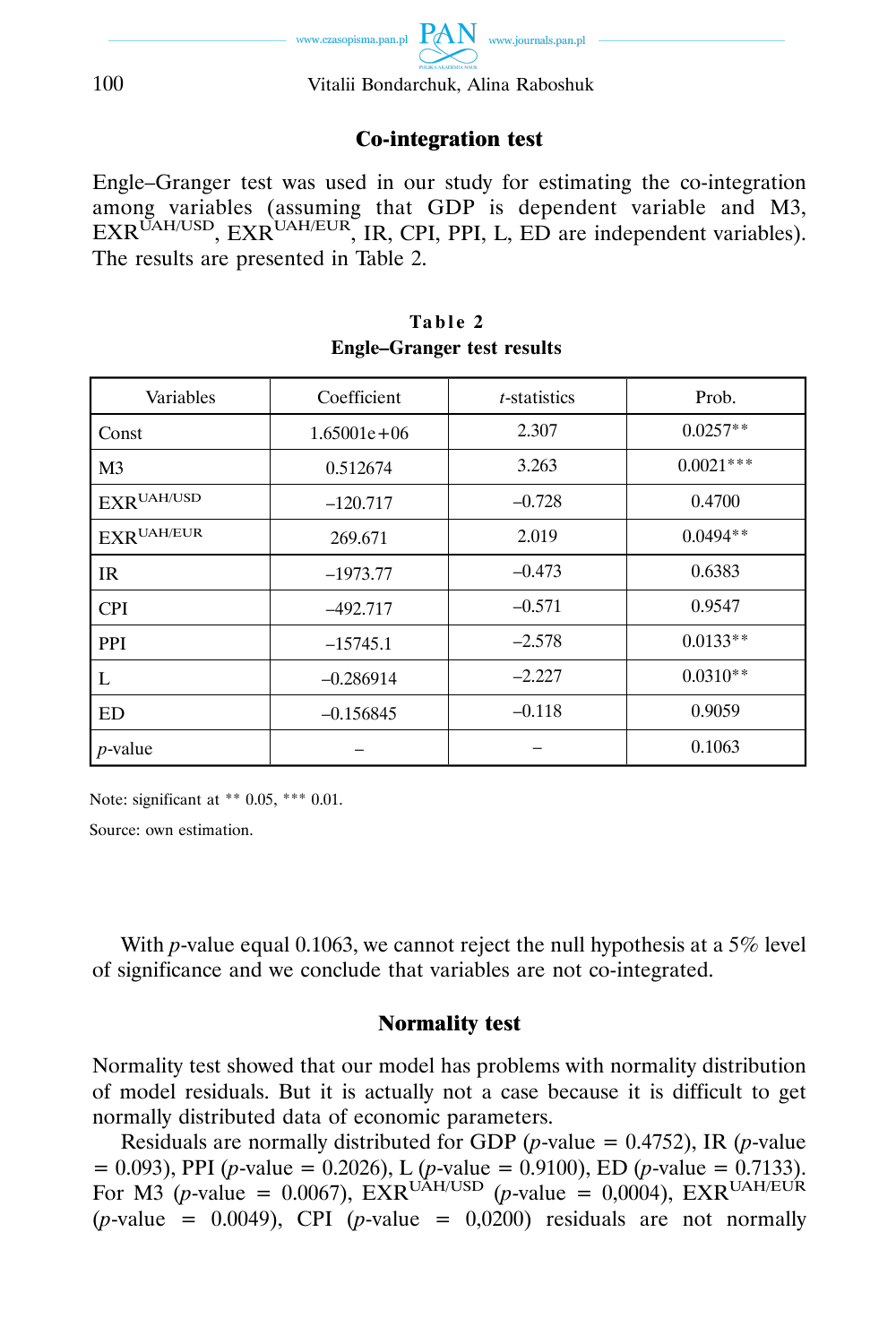## Co-integration test

Engle–Granger test was used in our study for estimating the co-integration among variables (assuming that GDP is dependent variable and M3, $EXR^{UAH/USD}$, $EXR^{UAH/EUR}$, IR, CPI, PPI, L, ED are independent variables). The results are presented in Table 2.

**Table 2**
**Engle–Granger test results**

| Variables | Coefficient | *t*-statistics | Prob. |
|---|---|---|---|
| Const | 1.65001e+06 | 2.307 | 0.0257** |
| M3 | 0.512674 | 3.263 | 0.0021*** |
| $EXR^{UAH/USD}$ | –120.717 | –0.728 | 0.4700 |
| $EXR^{UAH/EUR}$ | 269.671 | 2.019 | 0.0494** |
| IR | –1973.77 | –0.473 | 0.6383 |
| CPI | –492.717 | –0.571 | 0.9547 |
| PPI | –15745.1 | –2.578 | 0.0133** |
| L | –0.286914 | –2.227 | 0.0310** |
| ED | –0.156845 | –0.118 | 0.9059 |
| *p*-value | – | – | 0.1063 |

Note: significant at ** 0.05, *** 0.01.

Source: own estimation.

With *p*-value equal 0.1063, we cannot reject the null hypothesis at a 5% level of significance and we conclude that variables are not co-integrated.

## Normality test

Normality test showed that our model has problems with normality distribution of model residuals. But it is actually not a case because it is difficult to get normally distributed data of economic parameters.

Residuals are normally distributed for GDP (*p*-value = 0.4752), IR (*p*-value = 0.093), PPI (*p*-value = 0.2026), L (*p*-value = 0.9100), ED (*p*-value = 0.7133). For M3 (*p*-value = 0.0067), $EXR^{UAH/USD}$ (*p*-value = 0,0004), $EXR^{UAH/EUR}$ (*p*-value = 0.0049), CPI (*p*-value = 0,0200) residuals are not normally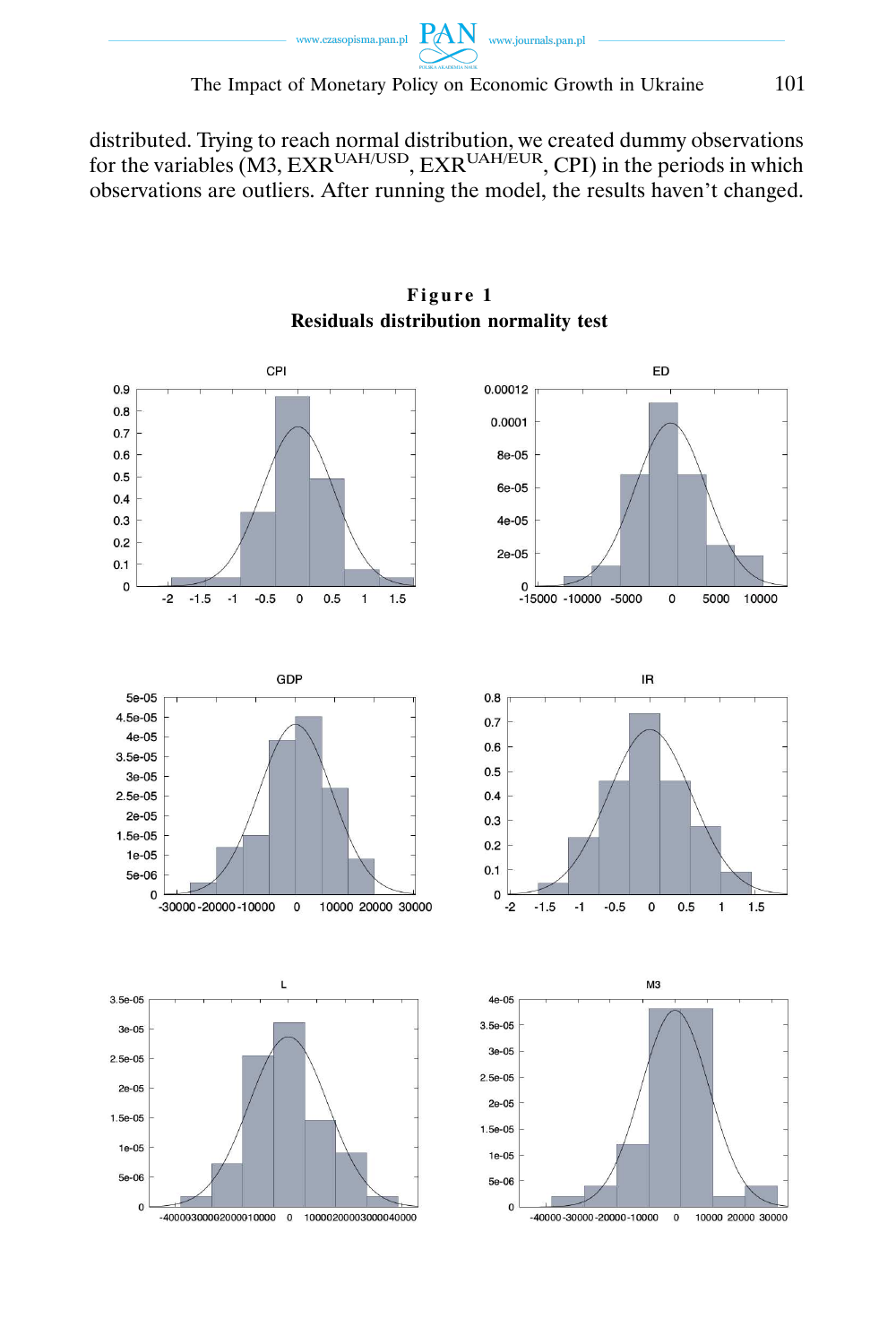distributed. Trying to reach normal distribution, we created dummy observations for the variables (M3, $EXR^{UAH/USD}$, $EXR^{UAH/EUR}$, CPI) in the periods in which observations are outliers. After running the model, the results haven't changed.

**Figure 1**

**Residuals distribution normality test**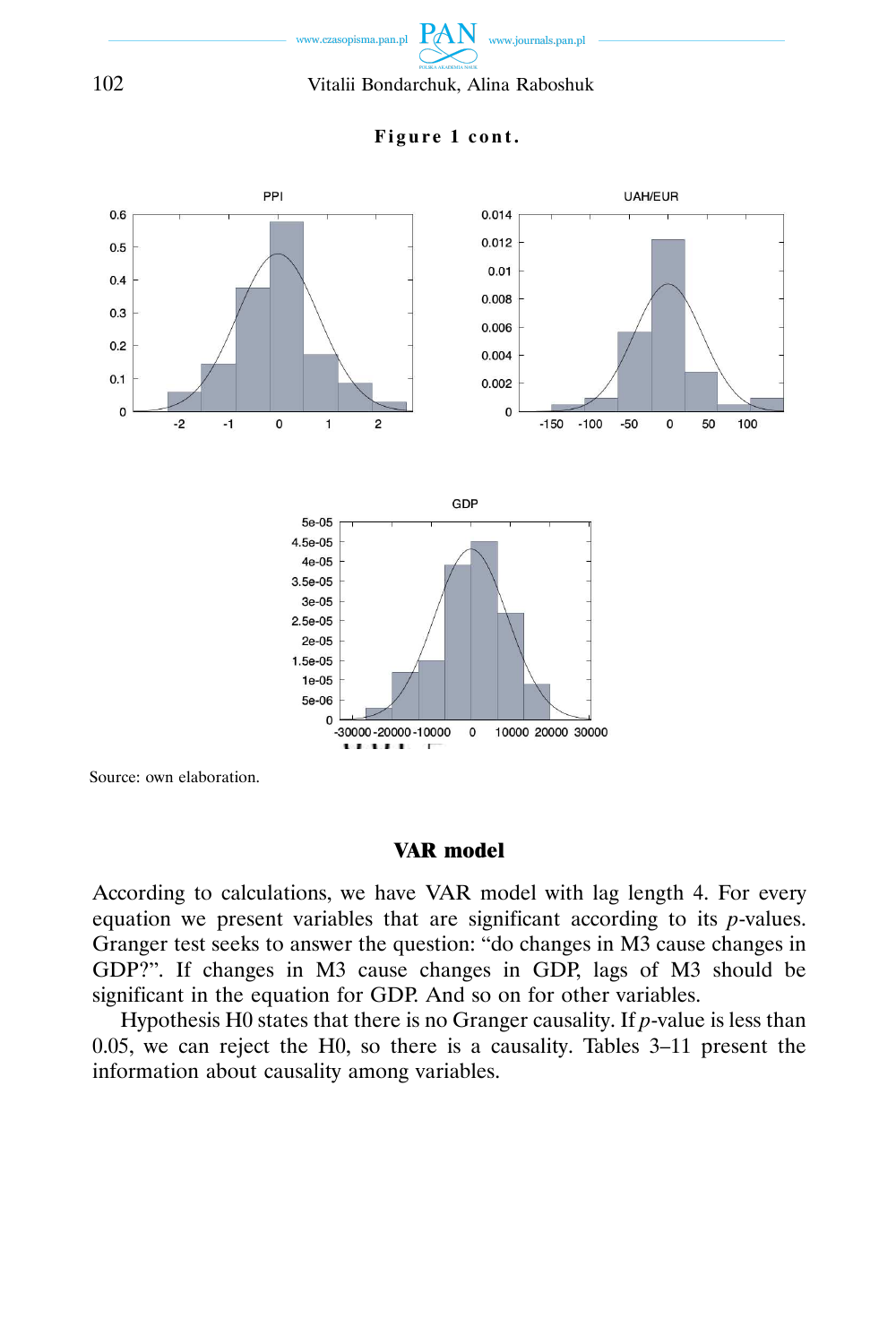**Figure 1 cont.**

Source: own elaboration.

## VAR model

According to calculations, we have VAR model with lag length 4. For every equation we present variables that are significant according to its *p*-values. Granger test seeks to answer the question: "do changes in M3 cause changes in GDP?". If changes in M3 cause changes in GDP, lags of M3 should be significant in the equation for GDP. And so on for other variables.

Hypothesis H0 states that there is no Granger causality. If *p*-value is less than 0.05, we can reject the H0, so there is a causality. Tables 3–11 present the information about causality among variables.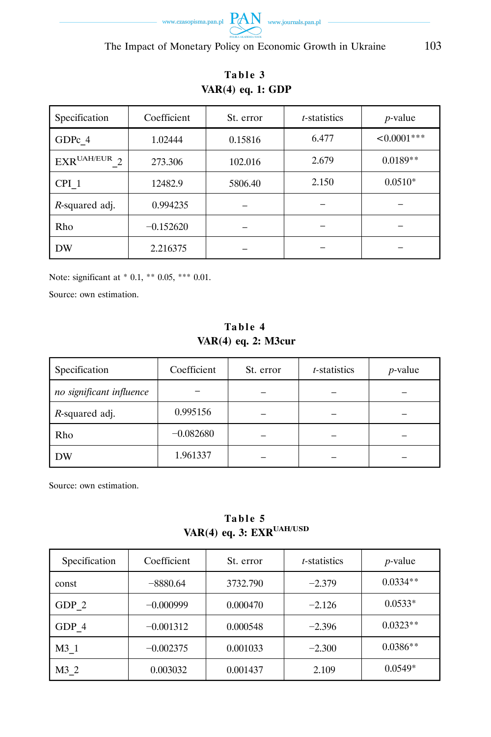**Table 3**

**VAR(4) eq. 1: GDP**

| Specification | Coefficient | St. error | *t*-statistics | *p*-value |
|---|---|---|---|---|
| GDPc_4 | 1.02444 | 0.15816 | 6.477 | <0.0001*** |
| $EXR^{UAH/EUR}$_2 | 273.306 | 102.016 | 2.679 | 0.0189** |
| CPI_1 | 12482.9 | 5806.40 | 2.150 | 0.0510* |
| *R*-squared adj. | 0.994235 | – | – | – |
| Rho | −0.152620 | – | – | – |
| DW | 2.216375 | – | – | – |

Note: significant at * 0.1, ** 0.05, *** 0.01.

Source: own estimation.

**Table 4**

**VAR(4) eq. 2: M3cur**

| Specification | Coefficient | St. error | *t*-statistics | *p*-value |
|---|---|---|---|---|
| *no significant influence* | – | – | – | – |
| *R*-squared adj. | 0.995156 | – | – | – |
| Rho | −0.082680 | – | – | – |
| DW | 1.961337 | – | – | – |

Source: own estimation.

**Table 5**

**VAR(4) eq. 3: $EXR^{UAH/USD}$**

| Specification | Coefficient | St. error | *t*-statistics | *p*-value |
|---|---|---|---|---|
| const | −8880.64 | 3732.790 | −2.379 | 0.0334** |
| GDP_2 | −0.000999 | 0.000470 | −2.126 | 0.0533* |
| GDP_4 | −0.001312 | 0.000548 | −2.396 | 0.0323** |
| M3_1 | −0.002375 | 0.001033 | −2.300 | 0.0386** |
| M3_2 | 0.003032 | 0.001437 | 2.109 | 0.0549* |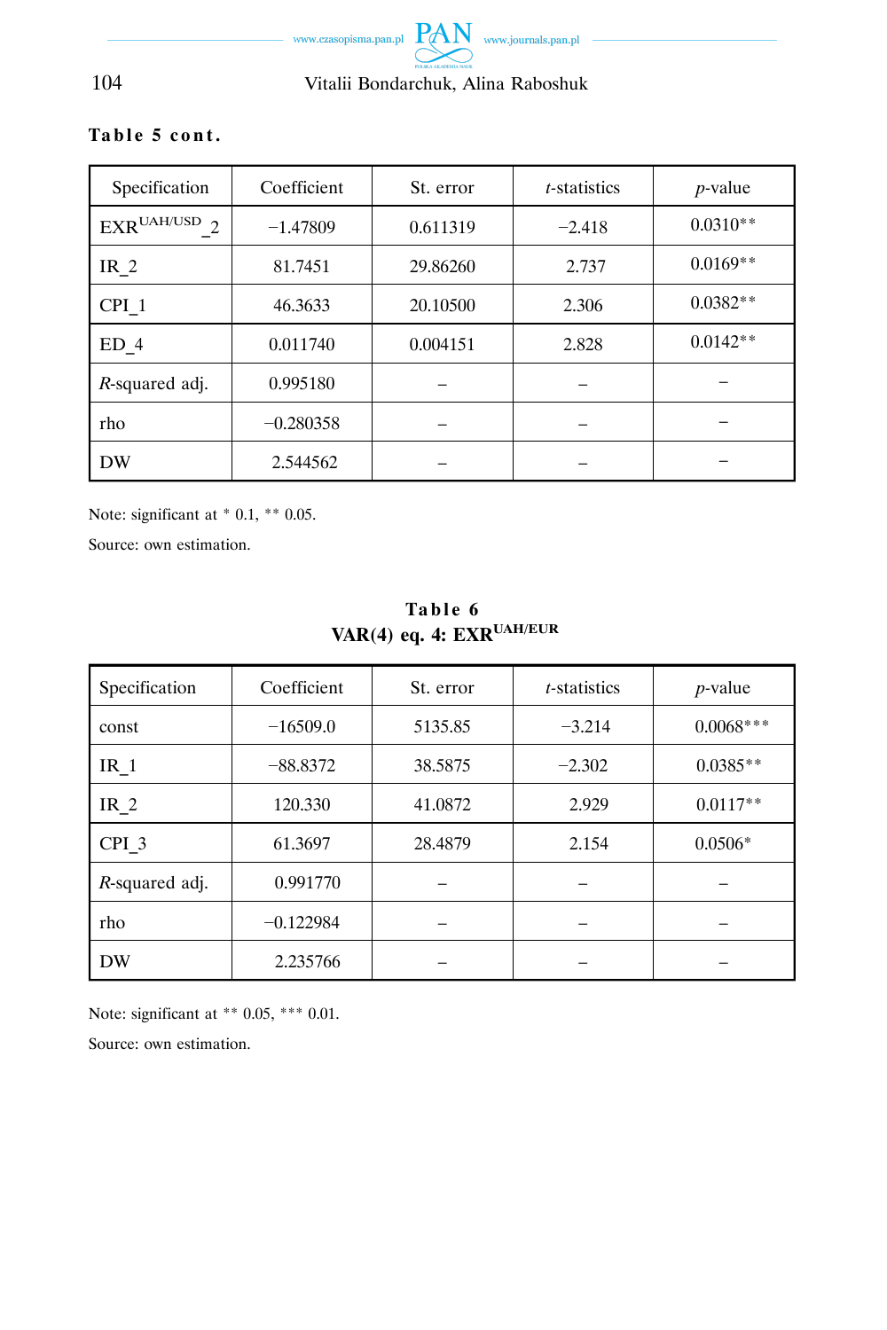**Table 5 cont.**

| Specification | Coefficient | St. error | *t*-statistics | *p*-value |
|---|---|---|---|---|
| EXR$^{UAH/USD}$_2 | −1.47809 | 0.611319 | −2.418 | 0.0310** |
| IR_2 | 81.7451 | 29.86260 | 2.737 | 0.0169** |
| CPI_1 | 46.3633 | 20.10500 | 2.306 | 0.0382** |
| ED_4 | 0.011740 | 0.004151 | 2.828 | 0.0142** |
| *R*-squared adj. | 0.995180 | – | – | – |
| rho | −0.280358 | – | – | – |
| DW | 2.544562 | – | – | – |

Note: significant at * 0.1, ** 0.05.

Source: own estimation.

**Table 6**

**VAR(4) eq. 4: EXR$^{UAH/EUR}$**

| Specification | Coefficient | St. error | *t*-statistics | *p*-value |
|---|---|---|---|---|
| const | −16509.0 | 5135.85 | −3.214 | 0.0068*** |
| IR_1 | −88.8372 | 38.5875 | −2.302 | 0.0385** |
| IR_2 | 120.330 | 41.0872 | 2.929 | 0.0117** |
| CPI_3 | 61.3697 | 28.4879 | 2.154 | 0.0506* |
| *R*-squared adj. | 0.991770 | – | – | – |
| rho | −0.122984 | – | – | – |
| DW | 2.235766 | – | – | – |

Note: significant at ** 0.05, *** 0.01.

Source: own estimation.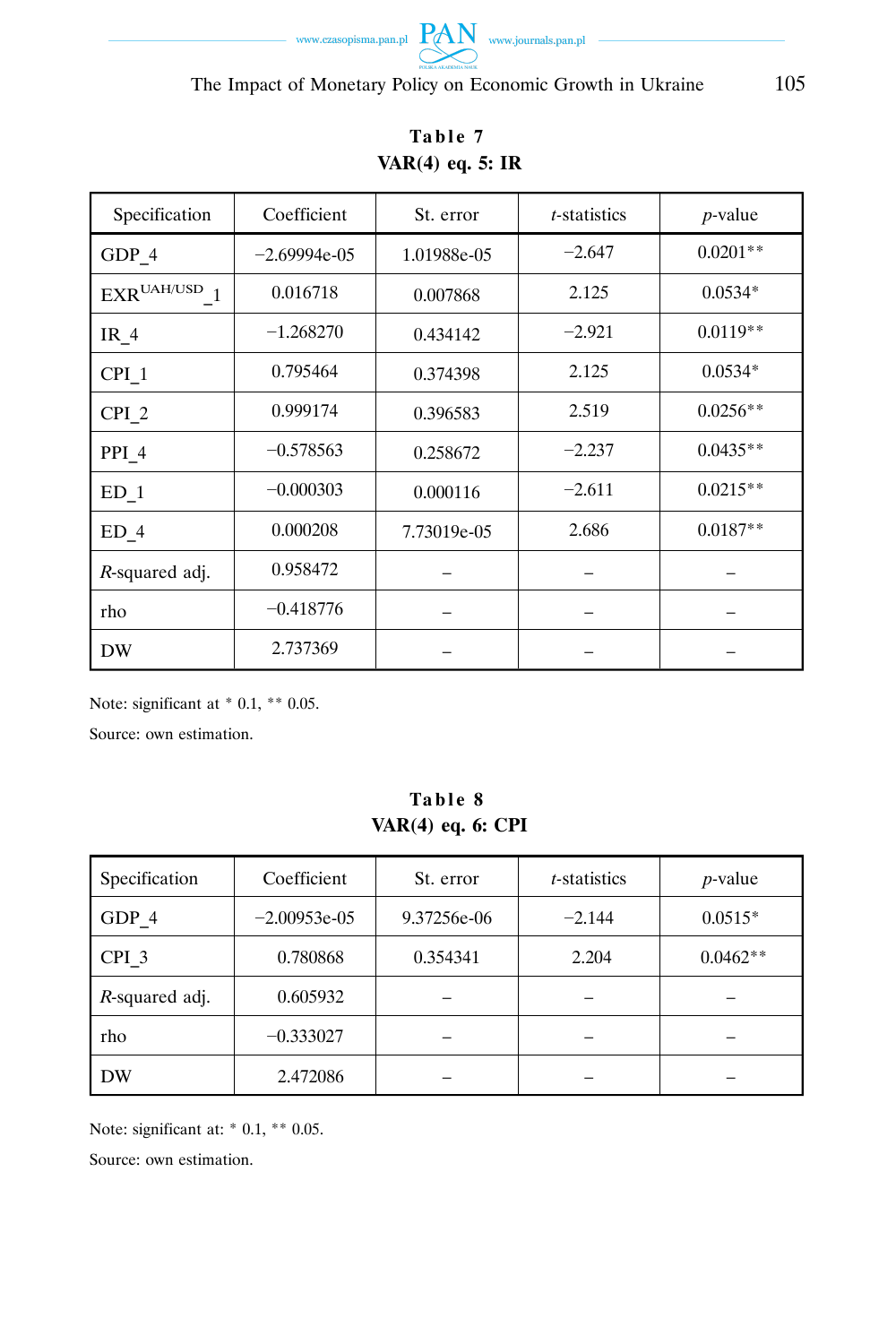**Table 7**
**VAR(4) eq. 5: IR**

| Specification | Coefficient | St. error | *t*-statistics | *p*-value |
|---|---|---|---|---|
| GDP_4 | −2.69994e-05 | 1.01988e-05 | −2.647 | 0.0201** |
| $EXR^{UAH/USD}$_1 | 0.016718 | 0.007868 | 2.125 | 0.0534* |
| IR_4 | −1.268270 | 0.434142 | −2.921 | 0.0119** |
| CPI_1 | 0.795464 | 0.374398 | 2.125 | 0.0534* |
| CPI_2 | 0.999174 | 0.396583 | 2.519 | 0.0256** |
| PPI_4 | −0.578563 | 0.258672 | −2.237 | 0.0435** |
| ED_1 | −0.000303 | 0.000116 | −2.611 | 0.0215** |
| ED_4 | 0.000208 | 7.73019e-05 | 2.686 | 0.0187** |
| *R*-squared adj. | 0.958472 | – | – | – |
| rho | −0.418776 | – | – | – |
| DW | 2.737369 | – | – | – |

Note: significant at * 0.1, ** 0.05.

Source: own estimation.

**Table 8**
**VAR(4) eq. 6: CPI**

| Specification | Coefficient | St. error | *t*-statistics | *p*-value |
|---|---|---|---|---|
| GDP_4 | −2.00953e-05 | 9.37256e-06 | −2.144 | 0.0515* |
| CPI_3 | 0.780868 | 0.354341 | 2.204 | 0.0462** |
| *R*-squared adj. | 0.605932 | – | – | – |
| rho | −0.333027 | – | – | – |
| DW | 2.472086 | – | – | – |

Note: significant at: * 0.1, ** 0.05.

Source: own estimation.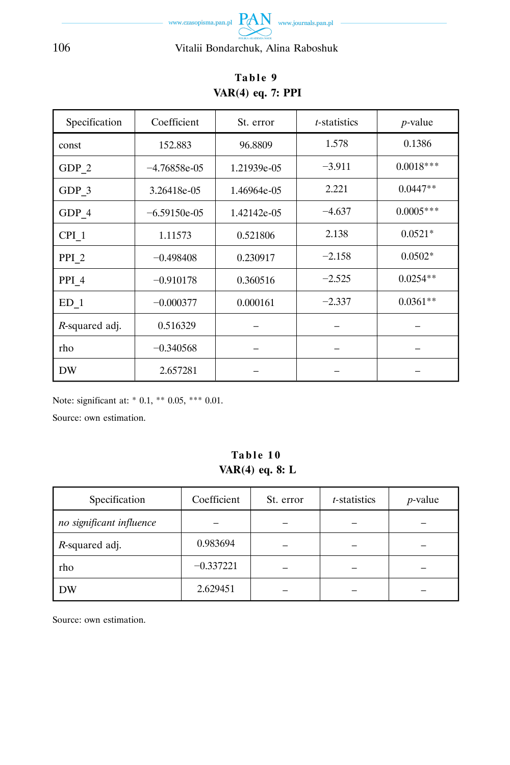**Table 9**

**VAR(4) eq. 7: PPI**

| Specification | Coefficient | St. error | *t*-statistics | *p*-value |
|---|---|---|---|---|
| const | 152.883 | 96.8809 | 1.578 | 0.1386 |
| GDP_2 | −4.76858e-05 | 1.21939e-05 | −3.911 | 0.0018*** |
| GDP_3 | 3.26418e-05 | 1.46964e-05 | 2.221 | 0.0447** |
| GDP_4 | −6.59150e-05 | 1.42142e-05 | −4.637 | 0.0005*** |
| CPI_1 | 1.11573 | 0.521806 | 2.138 | 0.0521* |
| PPI_2 | −0.498408 | 0.230917 | −2.158 | 0.0502* |
| PPI_4 | −0.910178 | 0.360516 | −2.525 | 0.0254** |
| ED_1 | −0.000377 | 0.000161 | −2.337 | 0.0361** |
| *R*-squared adj. | 0.516329 | – | – | – |
| rho | −0.340568 | – | – | – |
| DW | 2.657281 | – | – | – |

Note: significant at: * 0.1, ** 0.05, *** 0.01.

Source: own estimation.

**Table 10**

**VAR(4) eq. 8: L**

| Specification | Coefficient | St. error | *t*-statistics | *p*-value |
|---|---|---|---|---|
| *no significant influence* | – | – | – | – |
| *R*-squared adj. | 0.983694 | – | – | – |
| rho | −0.337221 | – | – | – |
| DW | 2.629451 | – | – | – |

Source: own estimation.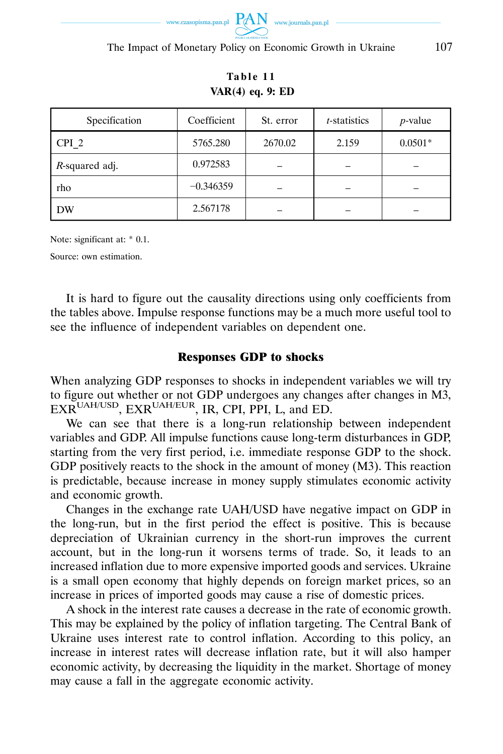**Table 11**

**VAR(4) eq. 9: ED**

| Specification | Coefficient | St. error | *t*-statistics | *p*-value |
|---|---|---|---|---|
| CPI_2 | 5765.280 | 2670.02 | 2.159 | 0.0501* |
| *R*-squared adj. | 0.972583 | – | – | – |
| rho | −0.346359 | – | – | – |
| DW | 2.567178 | – | – | – |

Note: significant at: * 0.1.

Source: own estimation.

It is hard to figure out the causality directions using only coefficients from the tables above. Impulse response functions may be a much more useful tool to see the influence of independent variables on dependent one.

### Responses GDP to shocks

When analyzing GDP responses to shocks in independent variables we will try to figure out whether or not GDP undergoes any changes after changes in M3, $EXR^{UAH/USD}$, $EXR^{UAH/EUR}$, IR, CPI, PPI, L, and ED.

We can see that there is a long-run relationship between independent variables and GDP. All impulse functions cause long-term disturbances in GDP, starting from the very first period, i.e. immediate response GDP to the shock. GDP positively reacts to the shock in the amount of money (M3). This reaction is predictable, because increase in money supply stimulates economic activity and economic growth.

Changes in the exchange rate UAH/USD have negative impact on GDP in the long-run, but in the first period the effect is positive. This is because depreciation of Ukrainian currency in the short-run improves the current account, but in the long-run it worsens terms of trade. So, it leads to an increased inflation due to more expensive imported goods and services. Ukraine is a small open economy that highly depends on foreign market prices, so an increase in prices of imported goods may cause a rise of domestic prices.

A shock in the interest rate causes a decrease in the rate of economic growth. This may be explained by the policy of inflation targeting. The Central Bank of Ukraine uses interest rate to control inflation. According to this policy, an increase in interest rates will decrease inflation rate, but it will also hamper economic activity, by decreasing the liquidity in the market. Shortage of money may cause a fall in the aggregate economic activity.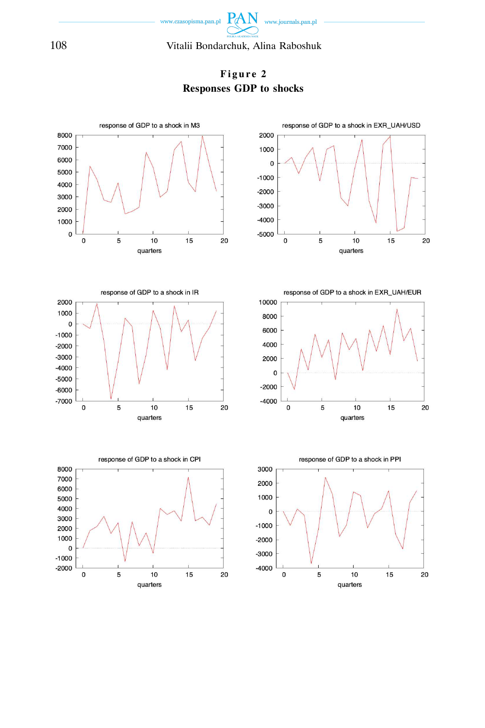**Figure 2**

**Responses GDP to shocks**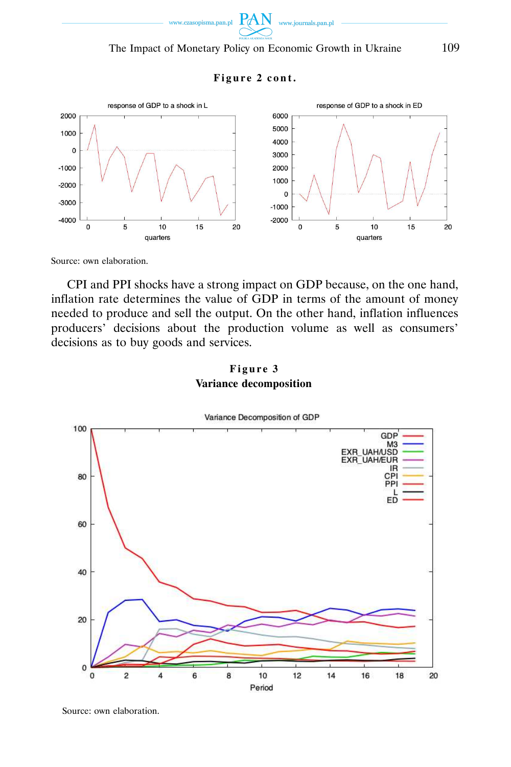**Figure 2 cont.**

Source: own elaboration.

CPI and PPI shocks have a strong impact on GDP because, on the one hand, inflation rate determines the value of GDP in terms of the amount of money needed to produce and sell the output. On the other hand, inflation influences producers' decisions about the production volume as well as consumers' decisions as to buy goods and services.

**Figure 3**
**Variance decomposition**

Source: own elaboration.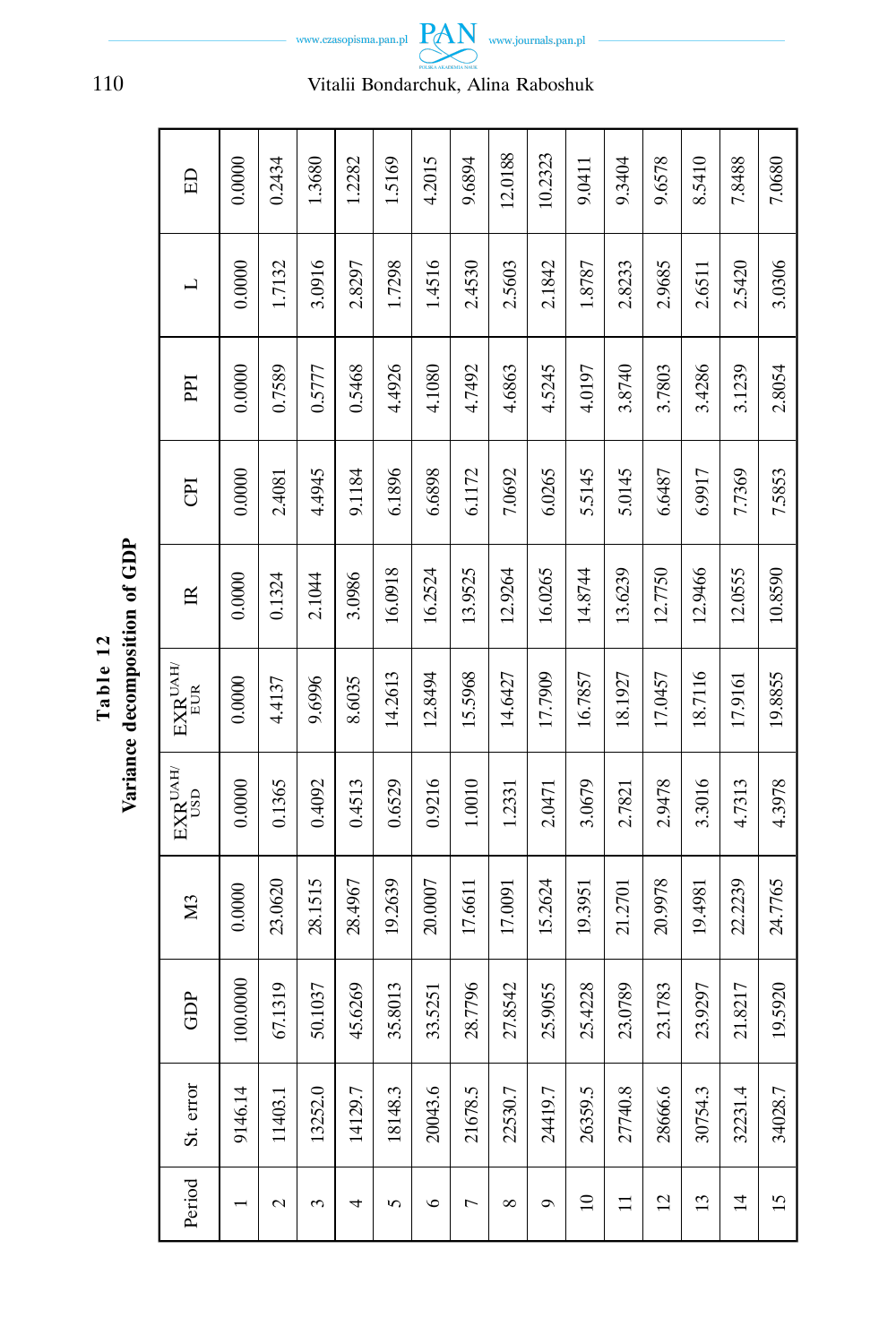**Table 12**

**Variance decomposition of GDP**

| Period | St. error | GDP | M3 | $EXR^{UAH/}_{USD}$ | $EXR^{UAH/}_{EUR}$ | IR | CPI | PPI | L | ED |
|---|---|---|---|---|---|---|---|---|---|---|
| 1 | 9146.14 | 100.0000 | 0.0000 | 0.0000 | 0.0000 | 0.0000 | 0.0000 | 0.0000 | 0.0000 | 0.0000 |
| 2 | 11403.1 | 67.1319 | 23.0620 | 0.1365 | 4.4137 | 0.1324 | 2.4081 | 0.7589 | 1.7132 | 0.2434 |
| 3 | 13252.0 | 50.1037 | 28.1515 | 0.4092 | 9.6996 | 2.1044 | 4.4945 | 0.5777 | 3.0916 | 1.3680 |
| 4 | 14129.7 | 45.6269 | 28.4967 | 0.4513 | 8.6035 | 3.0986 | 9.1184 | 0.5468 | 2.8297 | 1.2282 |
| 5 | 18148.3 | 35.8013 | 19.2639 | 0.6529 | 14.2613 | 16.0918 | 6.1896 | 4.4926 | 1.7298 | 1.5169 |
| 6 | 20043.6 | 33.5251 | 20.0007 | 0.9216 | 12.8494 | 16.2524 | 6.6898 | 4.1080 | 1.4516 | 4.2015 |
| 7 | 21678.5 | 28.7796 | 17.6611 | 1.0010 | 15.5968 | 13.9525 | 6.1172 | 4.7492 | 2.4530 | 9.6894 |
| 8 | 22530.7 | 27.8542 | 17.0091 | 1.2331 | 14.6427 | 12.9264 | 7.0692 | 4.6863 | 2.5603 | 12.0188 |
| 9 | 24419.7 | 25.9055 | 15.2624 | 2.0471 | 17.7909 | 16.0265 | 6.0265 | 4.5245 | 2.1842 | 10.2323 |
| 10 | 26359.5 | 25.4228 | 19.3951 | 3.0679 | 16.7857 | 14.8744 | 5.5145 | 4.0197 | 1.8787 | 9.0411 |
| 11 | 27740.8 | 23.0789 | 21.2701 | 2.7821 | 18.1927 | 13.6239 | 5.0145 | 3.8740 | 2.8233 | 9.3404 |
| 12 | 28666.6 | 23.1783 | 20.9978 | 2.9478 | 17.0457 | 12.7750 | 6.6487 | 3.7803 | 2.9685 | 9.6578 |
| 13 | 30754.3 | 23.9297 | 19.4981 | 3.3016 | 18.7116 | 12.9466 | 6.9917 | 3.4286 | 2.6511 | 8.5410 |
| 14 | 32231.4 | 21.8217 | 22.2239 | 4.7313 | 17.9161 | 12.0555 | 7.7369 | 3.1239 | 2.5420 | 7.8488 |
| 15 | 34028.7 | 19.5920 | 24.7765 | 4.3978 | 19.8855 | 10.8590 | 7.5853 | 2.8054 | 3.0306 | 7.0680 |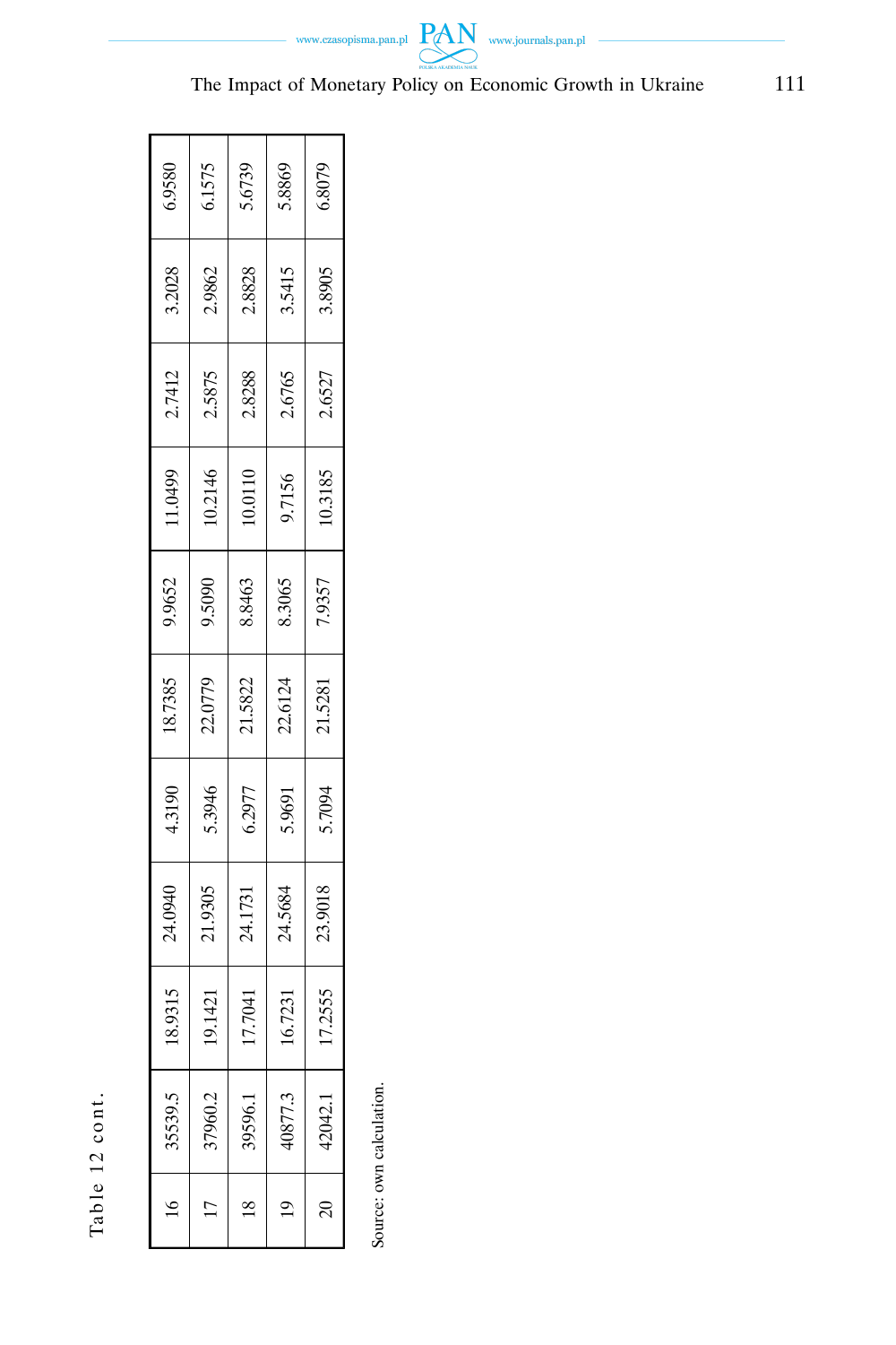Table 12 cont.

| | | | | | | | | | | |
|---|---|---|---|---|---|---|---|---|---|---|
| 16 | 35539.5 | 18.9315 | 24.0940 | 4.3190 | 18.7385 | 9.9652 | 11.0499 | 2.7412 | 3.2028 | 6.9580 |
| 17 | 37960.2 | 19.1421 | 21.9305 | 5.3946 | 22.0779 | 9.5090 | 10.2146 | 2.5875 | 2.9862 | 6.1575 |
| 18 | 39596.1 | 17.7041 | 24.1731 | 6.2977 | 21.5822 | 8.8463 | 10.0110 | 2.8288 | 2.8828 | 5.6739 |
| 19 | 40877.3 | 16.7231 | 24.5684 | 5.9691 | 22.6124 | 8.3065 | 9.7156 | 2.6765 | 3.5415 | 5.8869 |
| 20 | 42042.1 | 17.2555 | 23.9018 | 5.7094 | 21.5281 | 7.9357 | 10.3185 | 2.6527 | 3.8905 | 6.8079 |

Source: own calculation.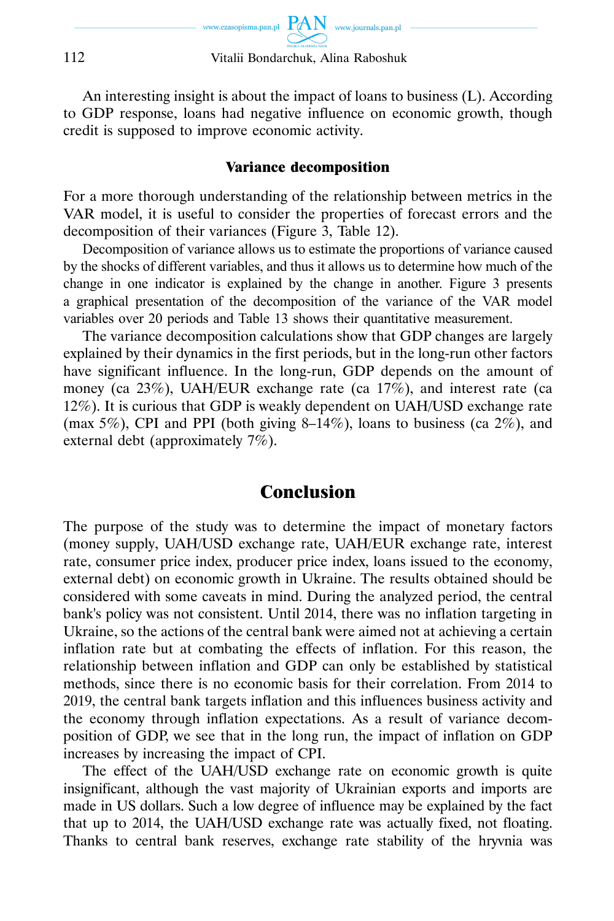An interesting insight is about the impact of loans to business (L). According to GDP response, loans had negative influence on economic growth, though credit is supposed to improve economic activity.

### Variance decomposition

For a more thorough understanding of the relationship between metrics in the VAR model, it is useful to consider the properties of forecast errors and the decomposition of their variances (Figure 3, Table 12).

Decomposition of variance allows us to estimate the proportions of variance caused by the shocks of different variables, and thus it allows us to determine how much of the change in one indicator is explained by the change in another. Figure 3 presents a graphical presentation of the decomposition of the variance of the VAR model variables over 20 periods and Table 13 shows their quantitative measurement.

The variance decomposition calculations show that GDP changes are largely explained by their dynamics in the first periods, but in the long-run other factors have significant influence. In the long-run, GDP depends on the amount of money (ca 23%), UAH/EUR exchange rate (ca 17%), and interest rate (ca 12%). It is curious that GDP is weakly dependent on UAH/USD exchange rate (max 5%), CPI and PPI (both giving 8–14%), loans to business (ca 2%), and external debt (approximately 7%).

## Conclusion

The purpose of the study was to determine the impact of monetary factors (money supply, UAH/USD exchange rate, UAH/EUR exchange rate, interest rate, consumer price index, producer price index, loans issued to the economy, external debt) on economic growth in Ukraine. The results obtained should be considered with some caveats in mind. During the analyzed period, the central bank's policy was not consistent. Until 2014, there was no inflation targeting in Ukraine, so the actions of the central bank were aimed not at achieving a certain inflation rate but at combating the effects of inflation. For this reason, the relationship between inflation and GDP can only be established by statistical methods, since there is no economic basis for their correlation. From 2014 to 2019, the central bank targets inflation and this influences business activity and the economy through inflation expectations. As a result of variance decomposition of GDP, we see that in the long run, the impact of inflation on GDP increases by increasing the impact of CPI.

The effect of the UAH/USD exchange rate on economic growth is quite insignificant, although the vast majority of Ukrainian exports and imports are made in US dollars. Such a low degree of influence may be explained by the fact that up to 2014, the UAH/USD exchange rate was actually fixed, not floating. Thanks to central bank reserves, exchange rate stability of the hryvnia was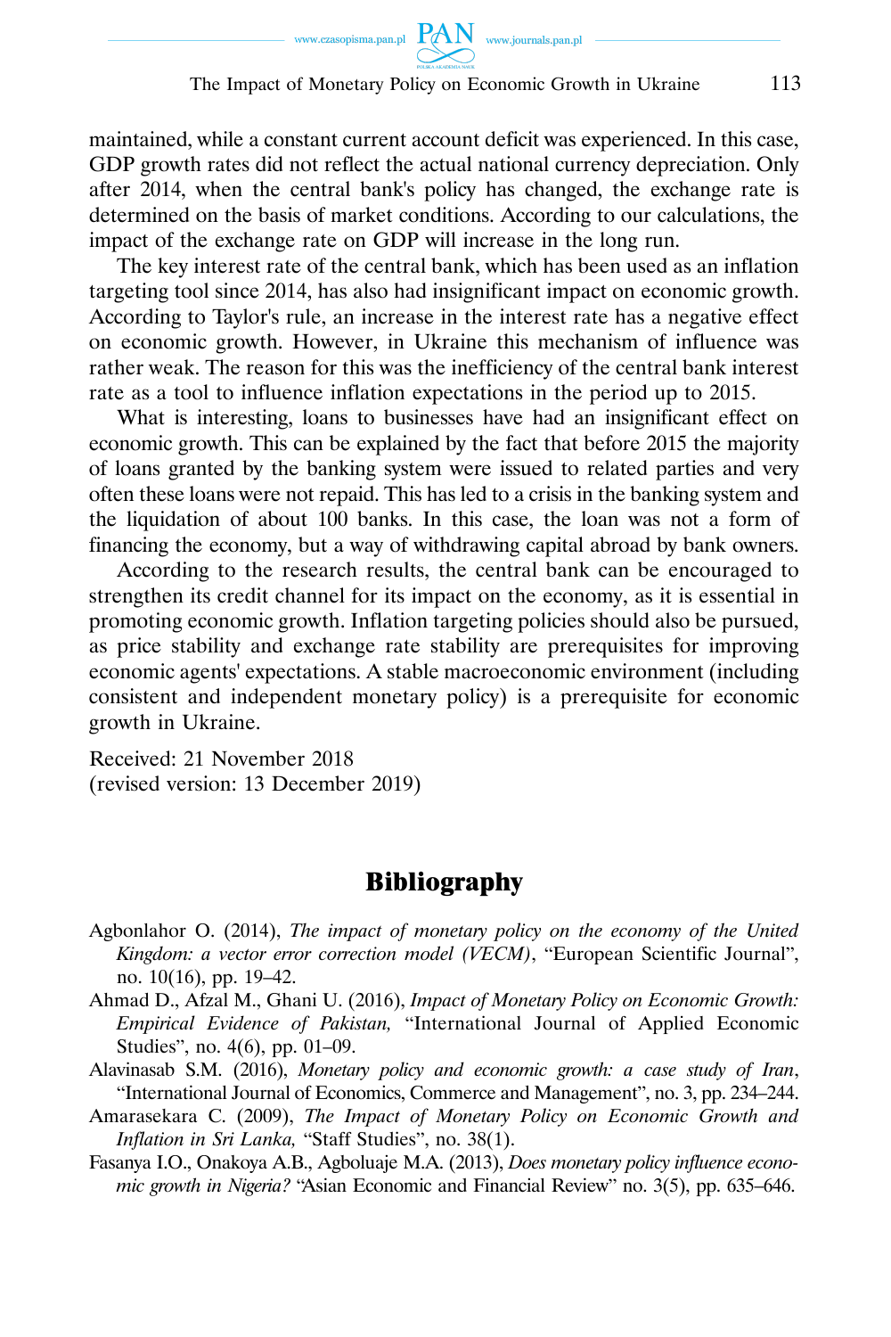maintained, while a constant current account deficit was experienced. In this case, GDP growth rates did not reflect the actual national currency depreciation. Only after 2014, when the central bank's policy has changed, the exchange rate is determined on the basis of market conditions. According to our calculations, the impact of the exchange rate on GDP will increase in the long run.

The key interest rate of the central bank, which has been used as an inflation targeting tool since 2014, has also had insignificant impact on economic growth. According to Taylor's rule, an increase in the interest rate has a negative effect on economic growth. However, in Ukraine this mechanism of influence was rather weak. The reason for this was the inefficiency of the central bank interest rate as a tool to influence inflation expectations in the period up to 2015.

What is interesting, loans to businesses have had an insignificant effect on economic growth. This can be explained by the fact that before 2015 the majority of loans granted by the banking system were issued to related parties and very often these loans were not repaid. This has led to a crisis in the banking system and the liquidation of about 100 banks. In this case, the loan was not a form of financing the economy, but a way of withdrawing capital abroad by bank owners.

According to the research results, the central bank can be encouraged to strengthen its credit channel for its impact on the economy, as it is essential in promoting economic growth. Inflation targeting policies should also be pursued, as price stability and exchange rate stability are prerequisites for improving economic agents' expectations. A stable macroeconomic environment (including consistent and independent monetary policy) is a prerequisite for economic growth in Ukraine.

Received: 21 November 2018
(revised version: 13 December 2019)

## Bibliography

Agbonlahor O. (2014), *The impact of monetary policy on the economy of the United Kingdom: a vector error correction model (VECM)*, "European Scientific Journal", no. 10(16), pp. 19–42.

Ahmad D., Afzal M., Ghani U. (2016), *Impact of Monetary Policy on Economic Growth: Empirical Evidence of Pakistan,* "International Journal of Applied Economic Studies", no. 4(6), pp. 01–09.

Alavinasab S.M. (2016), *Monetary policy and economic growth: a case study of Iran*, "International Journal of Economics, Commerce and Management", no. 3, pp. 234–244.

Amarasekara C. (2009), *The Impact of Monetary Policy on Economic Growth and Inflation in Sri Lanka,* "Staff Studies", no. 38(1).

Fasanya I.O., Onakoya A.B., Agboluaje M.A. (2013), *Does monetary policy influence economic growth in Nigeria?* "Asian Economic and Financial Review" no. 3(5), pp. 635–646.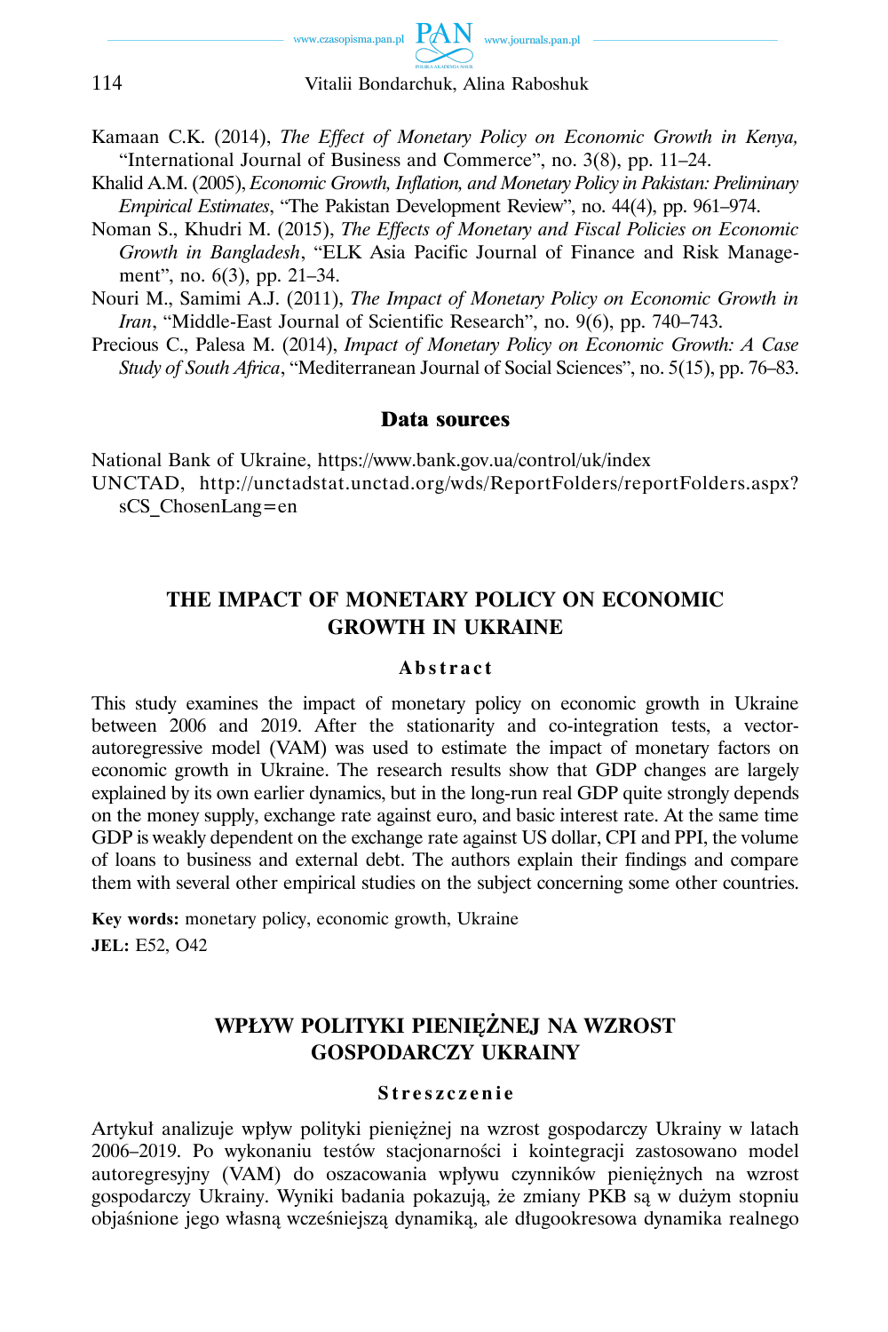Kamaan C.K. (2014), *The Effect of Monetary Policy on Economic Growth in Kenya,* "International Journal of Business and Commerce", no. 3(8), pp. 11–24.

Khalid A.M. (2005), *Economic Growth, Inflation, and Monetary Policy in Pakistan: Preliminary Empirical Estimates*, "The Pakistan Development Review", no. 44(4), pp. 961–974.

Noman S., Khudri M. (2015), *The Effects of Monetary and Fiscal Policies on Economic Growth in Bangladesh*, "ELK Asia Pacific Journal of Finance and Risk Management", no. 6(3), pp. 21–34.

Nouri M., Samimi A.J. (2011), *The Impact of Monetary Policy on Economic Growth in Iran*, "Middle-East Journal of Scientific Research", no. 9(6), pp. 740–743.

Precious C., Palesa M. (2014), *Impact of Monetary Policy on Economic Growth: A Case Study of South Africa*, "Mediterranean Journal of Social Sciences", no. 5(15), pp. 76–83.

## Data sources

National Bank of Ukraine, https://www.bank.gov.ua/control/uk/index

UNCTAD, http://unctadstat.unctad.org/wds/ReportFolders/reportFolders.aspx?sCS_ChosenLang=en

## THE IMPACT OF MONETARY POLICY ON ECONOMIC GROWTH IN UKRAINE

### Abstract

This study examines the impact of monetary policy on economic growth in Ukraine between 2006 and 2019. After the stationarity and co-integration tests, a vector-autoregressive model (VAM) was used to estimate the impact of monetary factors on economic growth in Ukraine. The research results show that GDP changes are largely explained by its own earlier dynamics, but in the long-run real GDP quite strongly depends on the money supply, exchange rate against euro, and basic interest rate. At the same time GDP is weakly dependent on the exchange rate against US dollar, CPI and PPI, the volume of loans to business and external debt. The authors explain their findings and compare them with several other empirical studies on the subject concerning some other countries.

**Key words:** monetary policy, economic growth, Ukraine

**JEL:** E52, O42

## WPŁYW POLITYKI PIENIĘŻNEJ NA WZROST GOSPODARCZY UKRAINY

### Streszczenie

Artykuł analizuje wpływ polityki pieniężnej na wzrost gospodarczy Ukrainy w latach 2006–2019. Po wykonaniu testów stacjonarności i kointegracji zastosowano model autoregresyjny (VAM) do oszacowania wpływu czynników pieniężnych na wzrost gospodarczy Ukrainy. Wyniki badania pokazują, że zmiany PKB są w dużym stopniu objaśnione jego własną wcześniejszą dynamiką, ale długookresowa dynamika realnego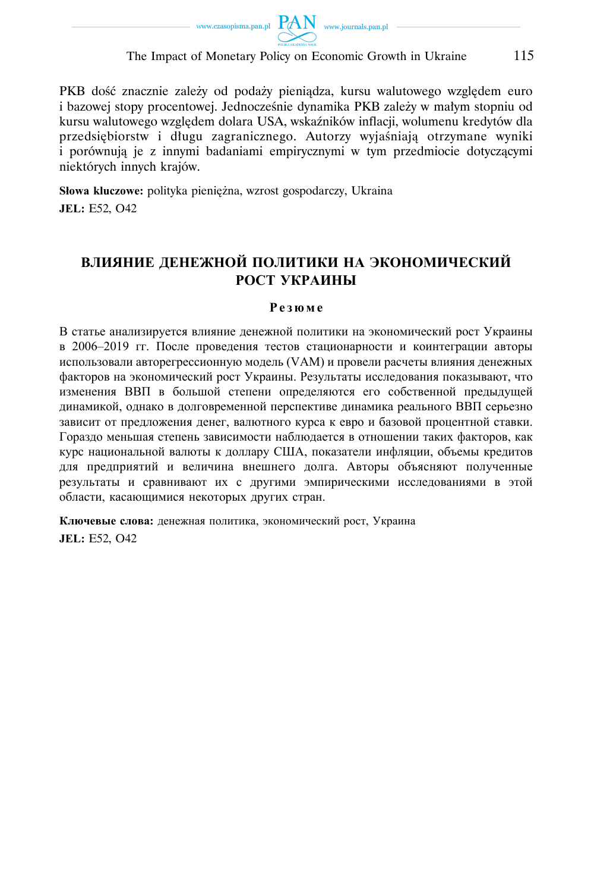PKB dość znacznie zależy od podaży pieniądza, kursu walutowego względem euro i bazowej stopy procentowej. Jednocześnie dynamika PKB zależy w małym stopniu od kursu walutowego względem dolara USA, wskaźników inflacji, wolumenu kredytów dla przedsiębiorstw i długu zagranicznego. Autorzy wyjaśniają otrzymane wyniki i porównują je z innymi badaniami empirycznymi w tym przedmiocie dotyczącymi niektórych innych krajów.

**Słowa kluczowe:** polityka pieniężna, wzrost gospodarczy, Ukraina

**JEL:** E52, O42

## ВЛИЯНИЕ ДЕНЕЖНОЙ ПОЛИТИКИ НА ЭКОНОМИЧЕСКИЙ РОСТ УКРАИНЫ

### Резюме

В статье анализируется влияние денежной политики на экономический рост Украины в 2006–2019 гг. После проведения тестов стационарности и коинтеграции авторы использовали авторегрессионную модель (VAM) и провели расчеты влияния денежных факторов на экономический рост Украины. Результаты исследования показывают, что изменения ВВП в большой степени определяются его собственной предыдущей динамикой, однако в долговременной перспективе динамика реального ВВП серьезно зависит от предложения денег, валютного курса к евро и базовой процентной ставки. Гораздо меньшая степень зависимости наблюдается в отношении таких факторов, как курс национальной валюты к доллару США, показатели инфляции, объемы кредитов для предприятий и величина внешнего долга. Авторы объясняют полученные результаты и сравнивают их с другими эмпирическими исследованиями в этой области, касающимися некоторых других стран.

**Ключевые слова:** денежная политика, экономический рост, Украина

**JEL:** E52, O42